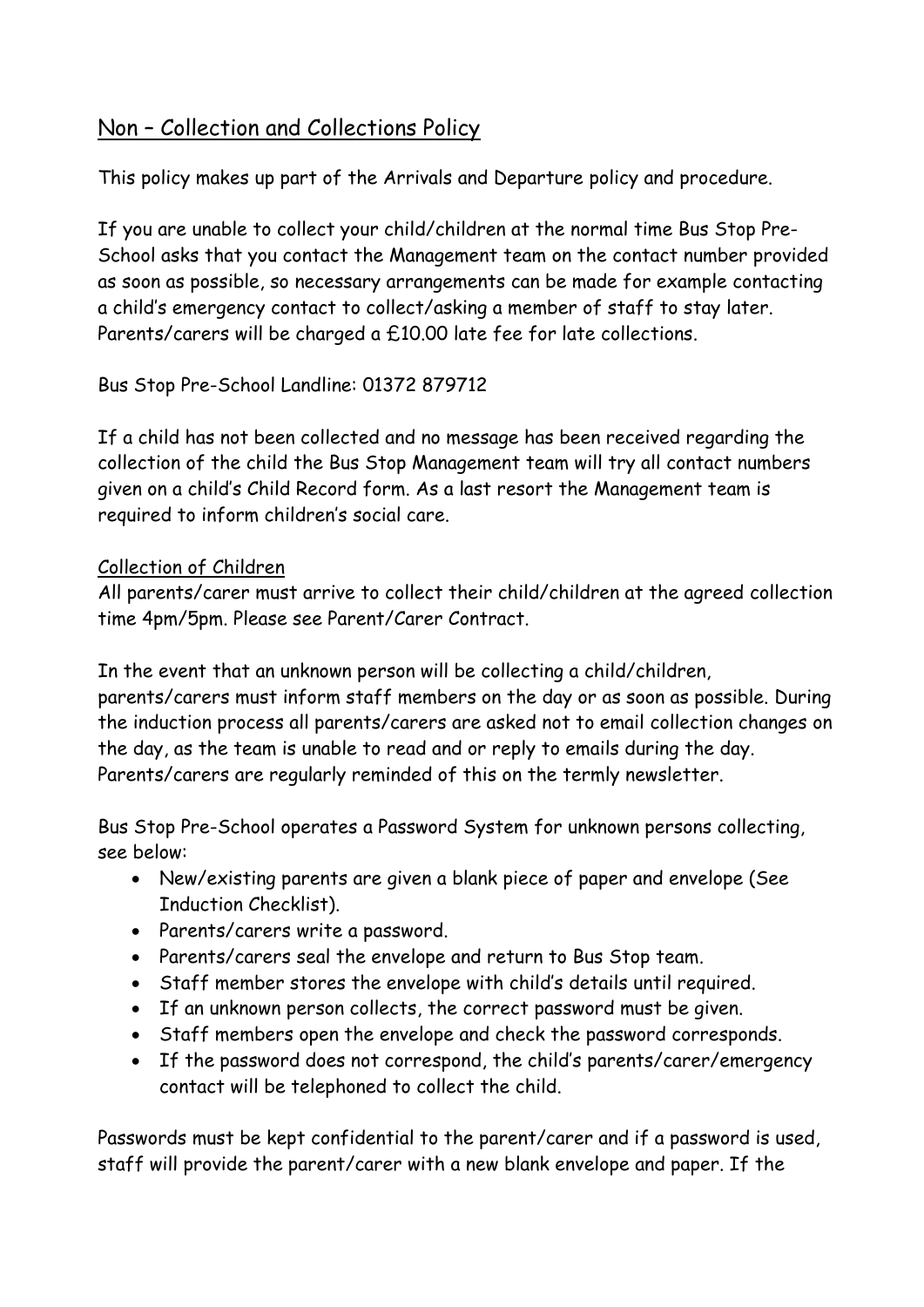## Non – Collection and Collections Policy

This policy makes up part of the Arrivals and Departure policy and procedure.

If you are unable to collect your child/children at the normal time Bus Stop Pre-School asks that you contact the Management team on the contact number provided as soon as possible, so necessary arrangements can be made for example contacting a child's emergency contact to collect/asking a member of staff to stay later. Parents/carers will be charged a £10.00 late fee for late collections.

Bus Stop Pre-School Landline: 01372 879712

If a child has not been collected and no message has been received regarding the collection of the child the Bus Stop Management team will try all contact numbers given on a child's Child Record form. As a last resort the Management team is required to inform children's social care.

### Collection of Children

All parents/carer must arrive to collect their child/children at the agreed collection time 4pm/5pm. Please see Parent/Carer Contract.

In the event that an unknown person will be collecting a child/children, parents/carers must inform staff members on the day or as soon as possible. During the induction process all parents/carers are asked not to email collection changes on the day, as the team is unable to read and or reply to emails during the day. Parents/carers are regularly reminded of this on the termly newsletter.

Bus Stop Pre-School operates a Password System for unknown persons collecting, see below:

- New/existing parents are given a blank piece of paper and envelope (See Induction Checklist).
- Parents/carers write a password.
- Parents/carers seal the envelope and return to Bus Stop team.
- Staff member stores the envelope with child's details until required.
- If an unknown person collects, the correct password must be given.
- Staff members open the envelope and check the password corresponds.
- If the password does not correspond, the child's parents/carer/emergency contact will be telephoned to collect the child.

Passwords must be kept confidential to the parent/carer and if a password is used, staff will provide the parent/carer with a new blank envelope and paper. If the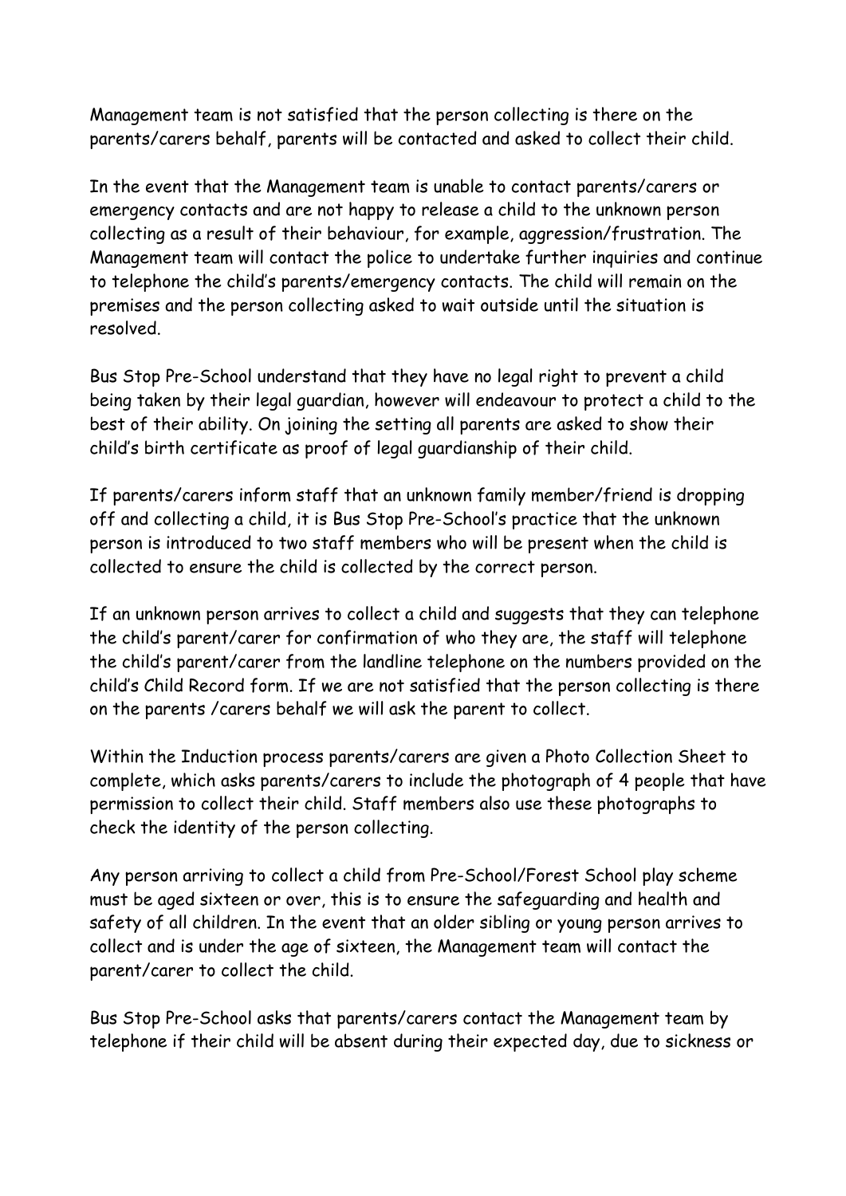Management team is not satisfied that the person collecting is there on the parents/carers behalf, parents will be contacted and asked to collect their child.

In the event that the Management team is unable to contact parents/carers or emergency contacts and are not happy to release a child to the unknown person collecting as a result of their behaviour, for example, aggression/frustration. The Management team will contact the police to undertake further inquiries and continue to telephone the child's parents/emergency contacts. The child will remain on the premises and the person collecting asked to wait outside until the situation is resolved.

Bus Stop Pre-School understand that they have no legal right to prevent a child being taken by their legal guardian, however will endeavour to protect a child to the best of their ability. On joining the setting all parents are asked to show their child's birth certificate as proof of legal guardianship of their child.

If parents/carers inform staff that an unknown family member/friend is dropping off and collecting a child, it is Bus Stop Pre-School's practice that the unknown person is introduced to two staff members who will be present when the child is collected to ensure the child is collected by the correct person.

If an unknown person arrives to collect a child and suggests that they can telephone the child's parent/carer for confirmation of who they are, the staff will telephone the child's parent/carer from the landline telephone on the numbers provided on the child's Child Record form. If we are not satisfied that the person collecting is there on the parents /carers behalf we will ask the parent to collect.

Within the Induction process parents/carers are given a Photo Collection Sheet to complete, which asks parents/carers to include the photograph of 4 people that have permission to collect their child. Staff members also use these photographs to check the identity of the person collecting.

Any person arriving to collect a child from Pre-School/Forest School play scheme must be aged sixteen or over, this is to ensure the safeguarding and health and safety of all children. In the event that an older sibling or young person arrives to collect and is under the age of sixteen, the Management team will contact the parent/carer to collect the child.

Bus Stop Pre-School asks that parents/carers contact the Management team by telephone if their child will be absent during their expected day, due to sickness or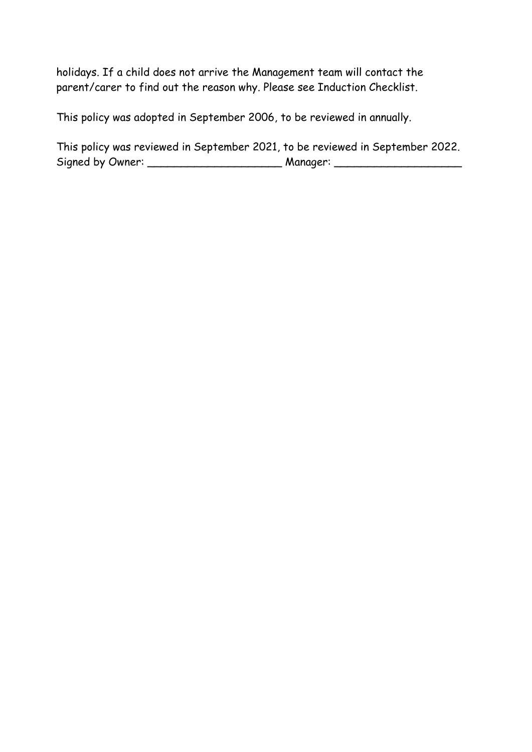holidays. If a child does not arrive the Management team will contact the parent/carer to find out the reason why. Please see Induction Checklist.

This policy was adopted in September 2006, to be reviewed in annually.

This policy was reviewed in September 2021, to be reviewed in September 2022.
Signed by Owner: ____________________ Manager: ___________________